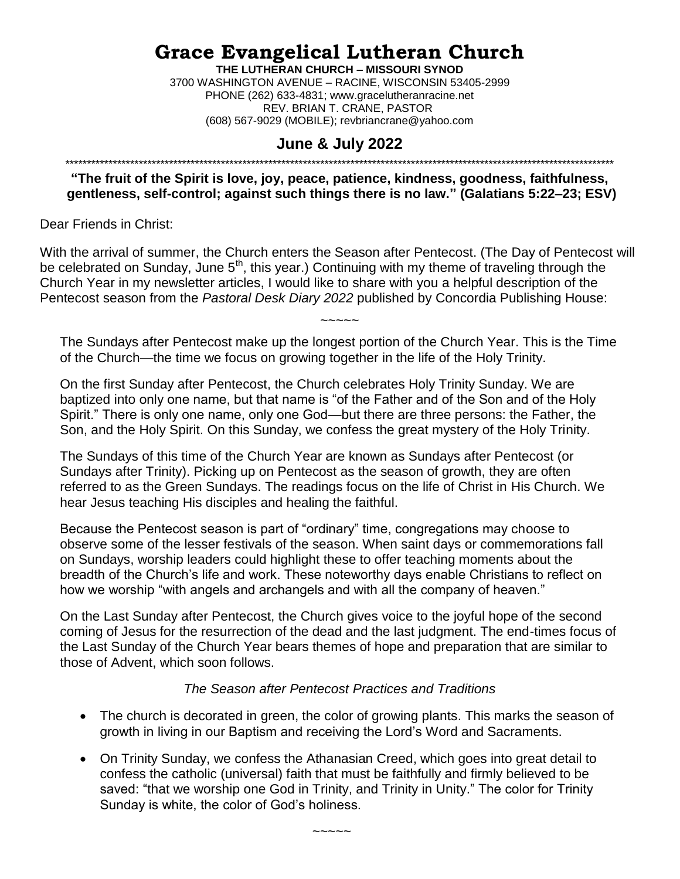# Grace Evangelical Lutheran Church

**THE LUTHERAN CHURCH – MISSOURI SYNOD**
3700 WASHINGTON AVENUE – RACINE, WISCONSIN 53405-2999
PHONE (262) 633-4831; www.gracelutheranracine.net
REV. BRIAN T. CRANE, PASTOR
(608) 567-9029 (MOBILE); revbriancrane@yahoo.com

## June & July 2022

*********************************************************************************************************************************

**"The fruit of the Spirit is love, joy, peace, patience, kindness, goodness, faithfulness, gentleness, self-control; against such things there is no law." (Galatians 5:22–23; ESV)**

Dear Friends in Christ:

With the arrival of summer, the Church enters the Season after Pentecost. (The Day of Pentecost will be celebrated on Sunday, June 5th, this year.) Continuing with my theme of traveling through the Church Year in my newsletter articles, I would like to share with you a helpful description of the Pentecost season from the *Pastoral Desk Diary 2022* published by Concordia Publishing House:

~~~~~

> The Sundays after Pentecost make up the longest portion of the Church Year. This is the Time of the Church—the time we focus on growing together in the life of the Holy Trinity.
>
> On the first Sunday after Pentecost, the Church celebrates Holy Trinity Sunday. We are baptized into only one name, but that name is "of the Father and of the Son and of the Holy Spirit." There is only one name, only one God—but there are three persons: the Father, the Son, and the Holy Spirit. On this Sunday, we confess the great mystery of the Holy Trinity.
>
> The Sundays of this time of the Church Year are known as Sundays after Pentecost (or Sundays after Trinity). Picking up on Pentecost as the season of growth, they are often referred to as the Green Sundays. The readings focus on the life of Christ in His Church. We hear Jesus teaching His disciples and healing the faithful.
>
> Because the Pentecost season is part of "ordinary" time, congregations may choose to observe some of the lesser festivals of the season. When saint days or commemorations fall on Sundays, worship leaders could highlight these to offer teaching moments about the breadth of the Church's life and work. These noteworthy days enable Christians to reflect on how we worship "with angels and archangels and with all the company of heaven."
>
> On the Last Sunday after Pentecost, the Church gives voice to the joyful hope of the second coming of Jesus for the resurrection of the dead and the last judgment. The end-times focus of the Last Sunday of the Church Year bears themes of hope and preparation that are similar to those of Advent, which soon follows.
>
> *The Season after Pentecost Practices and Traditions*
>
> - The church is decorated in green, the color of growing plants. This marks the season of growth in living in our Baptism and receiving the Lord's Word and Sacraments.
> - On Trinity Sunday, we confess the Athanasian Creed, which goes into great detail to confess the catholic (universal) faith that must be faithfully and firmly believed to be saved: "that we worship one God in Trinity, and Trinity in Unity." The color for Trinity Sunday is white, the color of God's holiness.

~~~~~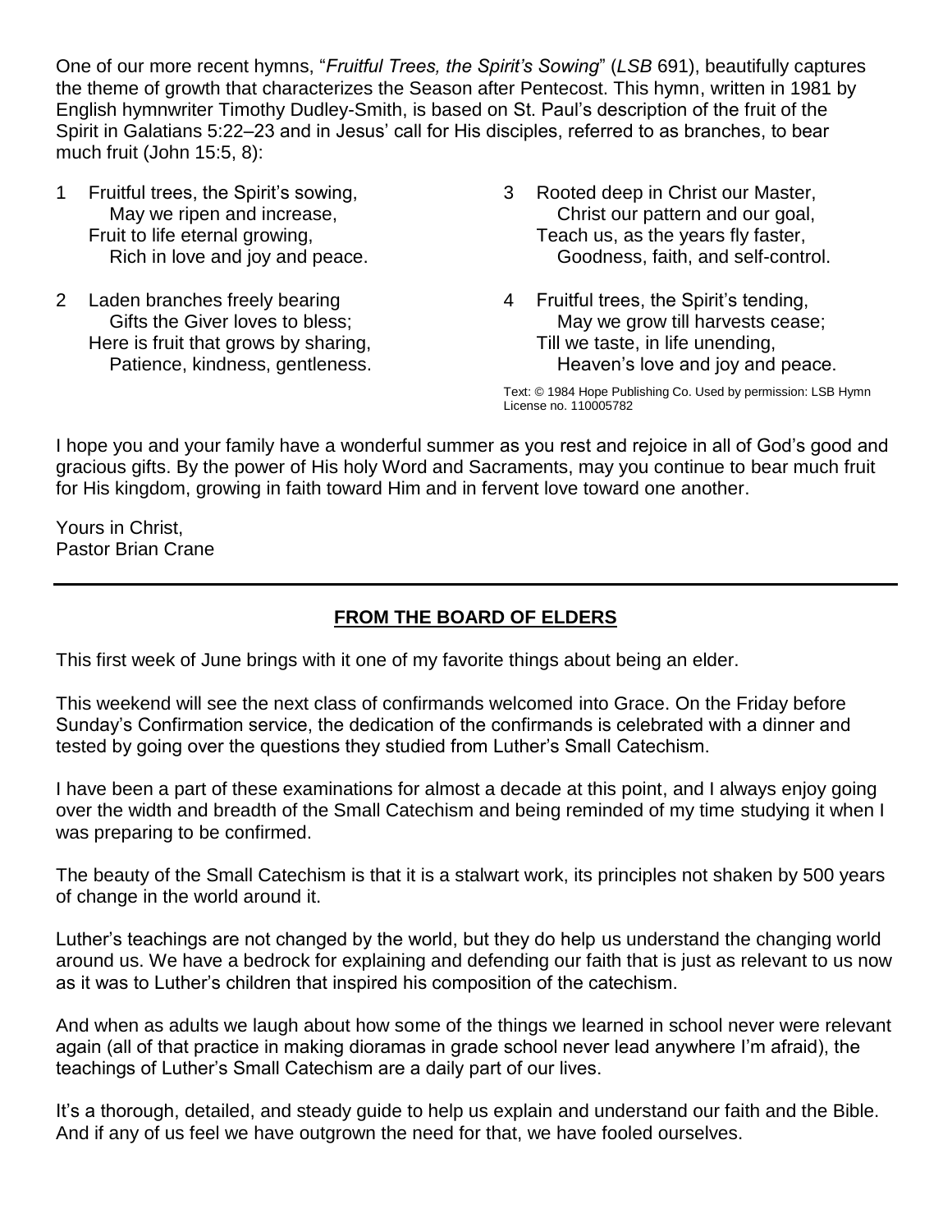One of our more recent hymns, "*Fruitful Trees, the Spirit's Sowing*" (*LSB* 691), beautifully captures the theme of growth that characterizes the Season after Pentecost. This hymn, written in 1981 by English hymnwriter Timothy Dudley-Smith, is based on St. Paul's description of the fruit of the Spirit in Galatians 5:22–23 and in Jesus' call for His disciples, referred to as branches, to bear much fruit (John 15:5, 8):

1 Fruitful trees, the Spirit's sowing,
May we ripen and increase,
Fruit to life eternal growing,
Rich in love and joy and peace.

2 Laden branches freely bearing
Gifts the Giver loves to bless;
Here is fruit that grows by sharing,
Patience, kindness, gentleness.

3 Rooted deep in Christ our Master,
Christ our pattern and our goal,
Teach us, as the years fly faster,
Goodness, faith, and self-control.

4 Fruitful trees, the Spirit's tending,
May we grow till harvests cease;
Till we taste, in life unending,
Heaven's love and joy and peace.

Text: © 1984 Hope Publishing Co. Used by permission: LSB Hymn License no. 110005782

I hope you and your family have a wonderful summer as you rest and rejoice in all of God's good and gracious gifts. By the power of His holy Word and Sacraments, may you continue to bear much fruit for His kingdom, growing in faith toward Him and in fervent love toward one another.

Yours in Christ,
Pastor Brian Crane

---

## FROM THE BOARD OF ELDERS

This first week of June brings with it one of my favorite things about being an elder.

This weekend will see the next class of confirmands welcomed into Grace. On the Friday before Sunday's Confirmation service, the dedication of the confirmands is celebrated with a dinner and tested by going over the questions they studied from Luther's Small Catechism.

I have been a part of these examinations for almost a decade at this point, and I always enjoy going over the width and breadth of the Small Catechism and being reminded of my time studying it when I was preparing to be confirmed.

The beauty of the Small Catechism is that it is a stalwart work, its principles not shaken by 500 years of change in the world around it.

Luther's teachings are not changed by the world, but they do help us understand the changing world around us. We have a bedrock for explaining and defending our faith that is just as relevant to us now as it was to Luther's children that inspired his composition of the catechism.

And when as adults we laugh about how some of the things we learned in school never were relevant again (all of that practice in making dioramas in grade school never lead anywhere I'm afraid), the teachings of Luther's Small Catechism are a daily part of our lives.

It's a thorough, detailed, and steady guide to help us explain and understand our faith and the Bible. And if any of us feel we have outgrown the need for that, we have fooled ourselves.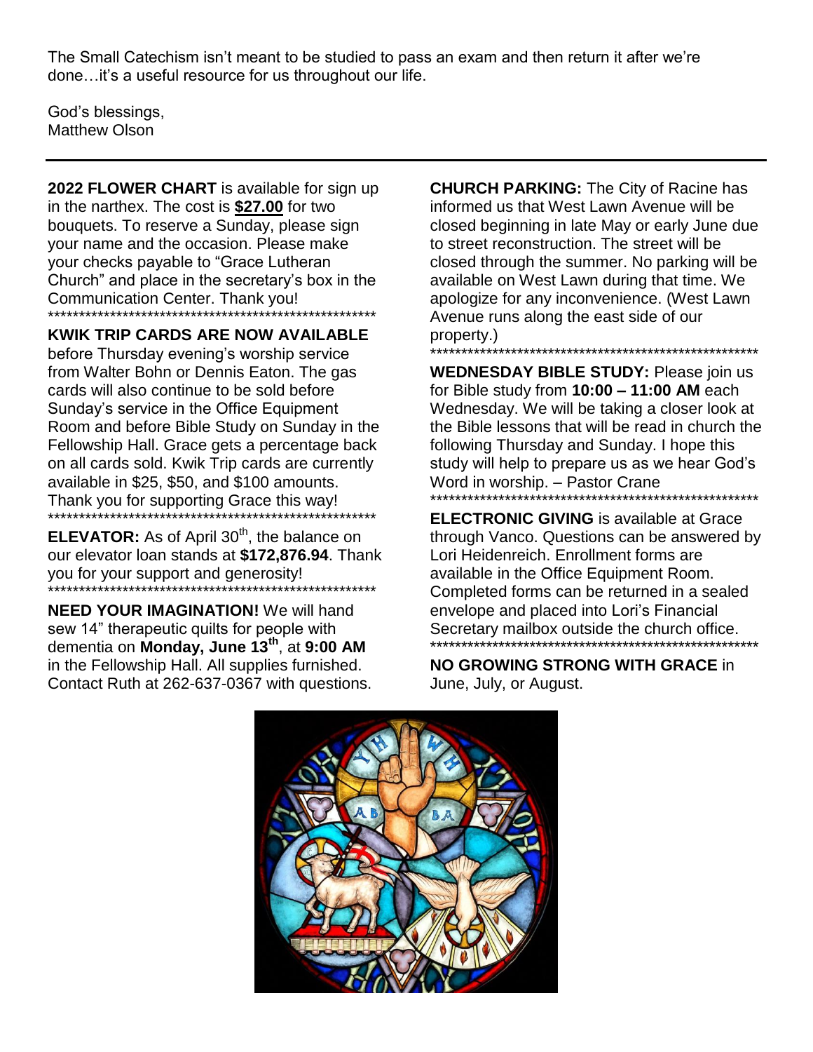The Small Catechism isn't meant to be studied to pass an exam and then return it after we're done…it's a useful resource for us throughout our life.

God's blessings,
Matthew Olson

---

**2022 FLOWER CHART** is available for sign up in the narthex. The cost is **$27.00** for two bouquets. To reserve a Sunday, please sign your name and the occasion. Please make your checks payable to "Grace Lutheran Church" and place in the secretary's box in the Communication Center. Thank you!

*******************************************************

**KWIK TRIP CARDS ARE NOW AVAILABLE** before Thursday evening's worship service from Walter Bohn or Dennis Eaton. The gas cards will also continue to be sold before Sunday's service in the Office Equipment Room and before Bible Study on Sunday in the Fellowship Hall. Grace gets a percentage back on all cards sold. Kwik Trip cards are currently available in $25, $50, and $100 amounts. Thank you for supporting Grace this way!

*******************************************************

**ELEVATOR:** As of April 30th, the balance on our elevator loan stands at **$172,876.94**. Thank you for your support and generosity!

*******************************************************

**NEED YOUR IMAGINATION!** We will hand sew 14" therapeutic quilts for people with dementia on **Monday, June 13th**, at **9:00 AM** in the Fellowship Hall. All supplies furnished. Contact Ruth at 262-637-0367 with questions.

**CHURCH PARKING:** The City of Racine has informed us that West Lawn Avenue will be closed beginning in late May or early June due to street reconstruction. The street will be closed through the summer. No parking will be available on West Lawn during that time. We apologize for any inconvenience. (West Lawn Avenue runs along the east side of our property.)

*******************************************************

**WEDNESDAY BIBLE STUDY:** Please join us for Bible study from **10:00 – 11:00 AM** each Wednesday. We will be taking a closer look at the Bible lessons that will be read in church the following Thursday and Sunday. I hope this study will help to prepare us as we hear God's Word in worship. – Pastor Crane

*******************************************************

**ELECTRONIC GIVING** is available at Grace through Vanco. Questions can be answered by Lori Heidenreich. Enrollment forms are available in the Office Equipment Room. Completed forms can be returned in a sealed envelope and placed into Lori's Financial Secretary mailbox outside the church office.

*******************************************************

**NO GROWING STRONG WITH GRACE** in June, July, or August.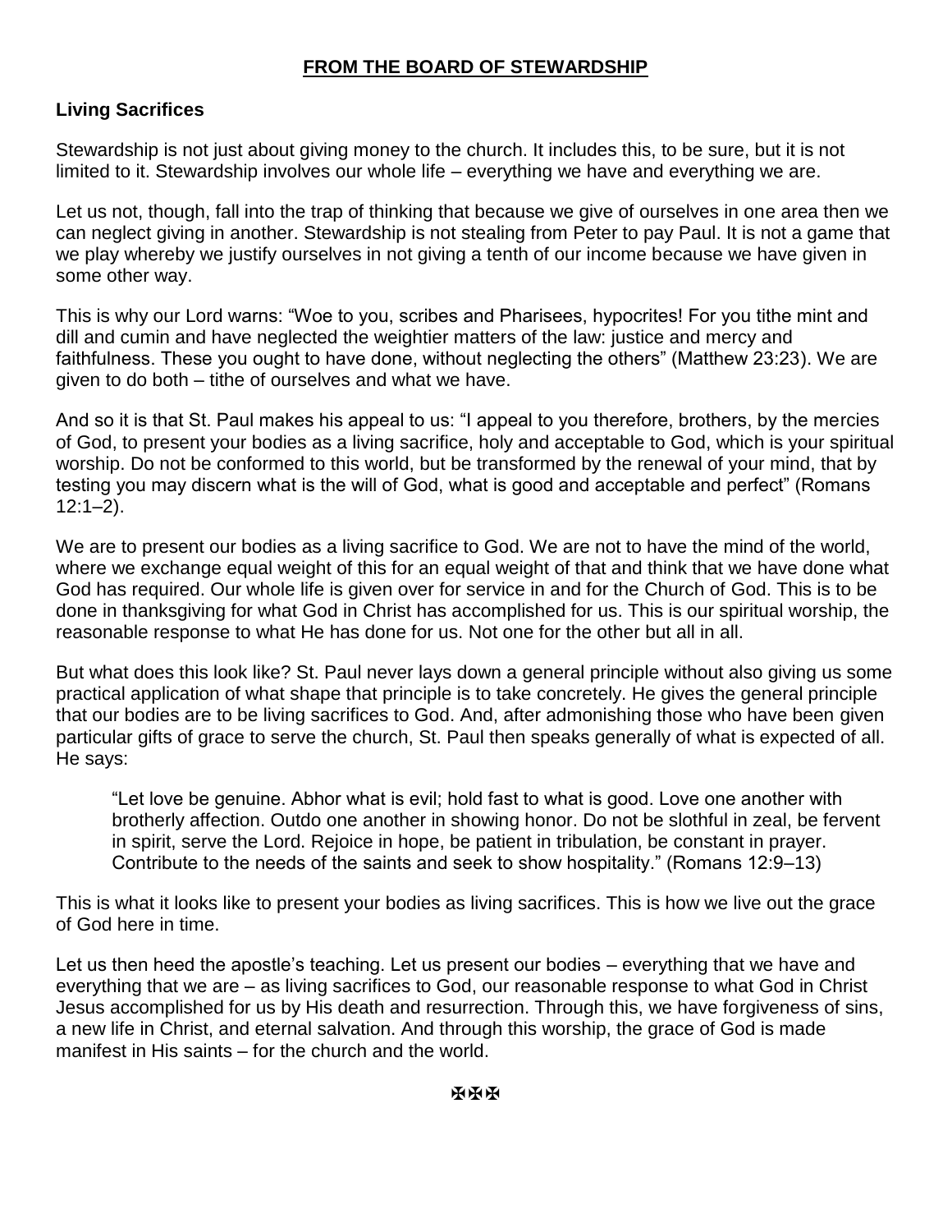## FROM THE BOARD OF STEWARDSHIP

### Living Sacrifices

Stewardship is not just about giving money to the church. It includes this, to be sure, but it is not limited to it. Stewardship involves our whole life – everything we have and everything we are.

Let us not, though, fall into the trap of thinking that because we give of ourselves in one area then we can neglect giving in another. Stewardship is not stealing from Peter to pay Paul. It is not a game that we play whereby we justify ourselves in not giving a tenth of our income because we have given in some other way.

This is why our Lord warns: "Woe to you, scribes and Pharisees, hypocrites! For you tithe mint and dill and cumin and have neglected the weightier matters of the law: justice and mercy and faithfulness. These you ought to have done, without neglecting the others" (Matthew 23:23). We are given to do both – tithe of ourselves and what we have.

And so it is that St. Paul makes his appeal to us: "I appeal to you therefore, brothers, by the mercies of God, to present your bodies as a living sacrifice, holy and acceptable to God, which is your spiritual worship. Do not be conformed to this world, but be transformed by the renewal of your mind, that by testing you may discern what is the will of God, what is good and acceptable and perfect" (Romans 12:1–2).

We are to present our bodies as a living sacrifice to God. We are not to have the mind of the world, where we exchange equal weight of this for an equal weight of that and think that we have done what God has required. Our whole life is given over for service in and for the Church of God. This is to be done in thanksgiving for what God in Christ has accomplished for us. This is our spiritual worship, the reasonable response to what He has done for us. Not one for the other but all in all.

But what does this look like? St. Paul never lays down a general principle without also giving us some practical application of what shape that principle is to take concretely. He gives the general principle that our bodies are to be living sacrifices to God. And, after admonishing those who have been given particular gifts of grace to serve the church, St. Paul then speaks generally of what is expected of all. He says:

> "Let love be genuine. Abhor what is evil; hold fast to what is good. Love one another with brotherly affection. Outdo one another in showing honor. Do not be slothful in zeal, be fervent in spirit, serve the Lord. Rejoice in hope, be patient in tribulation, be constant in prayer. Contribute to the needs of the saints and seek to show hospitality." (Romans 12:9–13)

This is what it looks like to present your bodies as living sacrifices. This is how we live out the grace of God here in time.

Let us then heed the apostle's teaching. Let us present our bodies – everything that we have and everything that we are – as living sacrifices to God, our reasonable response to what God in Christ Jesus accomplished for us by His death and resurrection. Through this, we have forgiveness of sins, a new life in Christ, and eternal salvation. And through this worship, the grace of God is made manifest in His saints – for the church and the world.

✠✠✠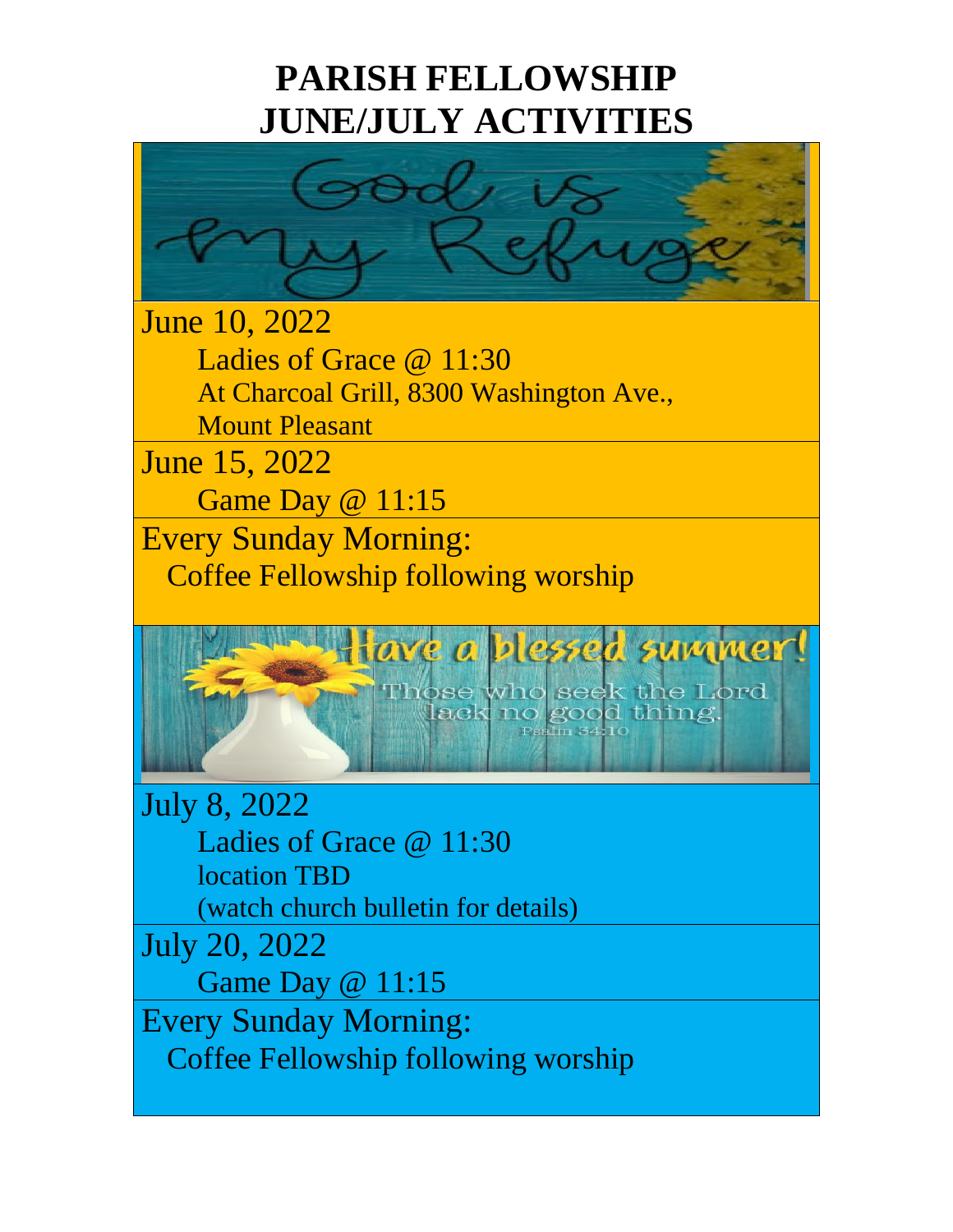# PARISH FELLOWSHIP
# JUNE/JULY ACTIVITIES

God is my Refuge

June 10, 2022

Ladies of Grace @ 11:30
At Charcoal Grill, 8300 Washington Ave.,
Mount Pleasant

June 15, 2022

Game Day @ 11:15

Every Sunday Morning:

Coffee Fellowship following worship

Have a blessed summer!
Those who seek the Lord lack no good thing.
Psalm 34:10

July 8, 2022

Ladies of Grace @ 11:30
location TBD
(watch church bulletin for details)

July 20, 2022

Game Day @ 11:15

Every Sunday Morning:

Coffee Fellowship following worship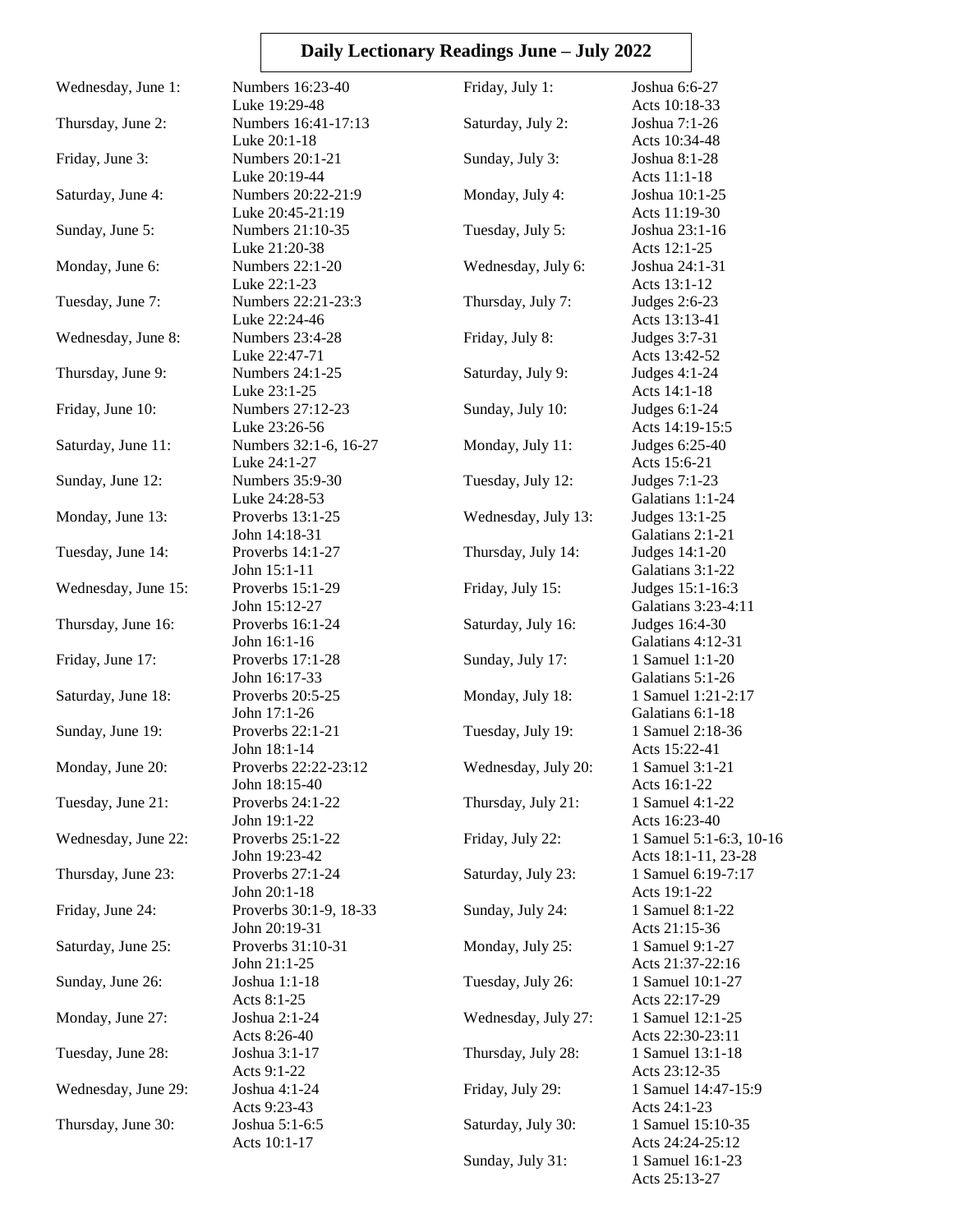# Daily Lectionary Readings June – July 2022

| | |
|---|---|
| Wednesday, June 1: | Numbers 16:23-40<br>Luke 19:29-48 |
| Thursday, June 2: | Numbers 16:41-17:13<br>Luke 20:1-18 |
| Friday, June 3: | Numbers 20:1-21<br>Luke 20:19-44 |
| Saturday, June 4: | Numbers 20:22-21:9<br>Luke 20:45-21:19 |
| Sunday, June 5: | Numbers 21:10-35<br>Luke 21:20-38 |
| Monday, June 6: | Numbers 22:1-20<br>Luke 22:1-23 |
| Tuesday, June 7: | Numbers 22:21-23:3<br>Luke 22:24-46 |
| Wednesday, June 8: | Numbers 23:4-28<br>Luke 22:47-71 |
| Thursday, June 9: | Numbers 24:1-25<br>Luke 23:1-25 |
| Friday, June 10: | Numbers 27:12-23<br>Luke 23:26-56 |
| Saturday, June 11: | Numbers 32:1-6, 16-27<br>Luke 24:1-27 |
| Sunday, June 12: | Numbers 35:9-30<br>Luke 24:28-53 |
| Monday, June 13: | Proverbs 13:1-25<br>John 14:18-31 |
| Tuesday, June 14: | Proverbs 14:1-27<br>John 15:1-11 |
| Wednesday, June 15: | Proverbs 15:1-29<br>John 15:12-27 |
| Thursday, June 16: | Proverbs 16:1-24<br>John 16:1-16 |
| Friday, June 17: | Proverbs 17:1-28<br>John 16:17-33 |
| Saturday, June 18: | Proverbs 20:5-25<br>John 17:1-26 |
| Sunday, June 19: | Proverbs 22:1-21<br>John 18:1-14 |
| Monday, June 20: | Proverbs 22:22-23:12<br>John 18:15-40 |
| Tuesday, June 21: | Proverbs 24:1-22<br>John 19:1-22 |
| Wednesday, June 22: | Proverbs 25:1-22<br>John 19:23-42 |
| Thursday, June 23: | Proverbs 27:1-24<br>John 20:1-18 |
| Friday, June 24: | Proverbs 30:1-9, 18-33<br>John 20:19-31 |
| Saturday, June 25: | Proverbs 31:10-31<br>John 21:1-25 |
| Sunday, June 26: | Joshua 1:1-18<br>Acts 8:1-25 |
| Monday, June 27: | Joshua 2:1-24<br>Acts 8:26-40 |
| Tuesday, June 28: | Joshua 3:1-17<br>Acts 9:1-22 |
| Wednesday, June 29: | Joshua 4:1-24<br>Acts 9:23-43 |
| Thursday, June 30: | Joshua 5:1-6:5<br>Acts 10:1-17 |
| Friday, July 1: | Joshua 6:6-27<br>Acts 10:18-33 |
| Saturday, July 2: | Joshua 7:1-26<br>Acts 10:34-48 |
| Sunday, July 3: | Joshua 8:1-28<br>Acts 11:1-18 |
| Monday, July 4: | Joshua 10:1-25<br>Acts 11:19-30 |
| Tuesday, July 5: | Joshua 23:1-16<br>Acts 12:1-25 |
| Wednesday, July 6: | Joshua 24:1-31<br>Acts 13:1-12 |
| Thursday, July 7: | Judges 2:6-23<br>Acts 13:13-41 |
| Friday, July 8: | Judges 3:7-31<br>Acts 13:42-52 |
| Saturday, July 9: | Judges 4:1-24<br>Acts 14:1-18 |
| Sunday, July 10: | Judges 6:1-24<br>Acts 14:19-15:5 |
| Monday, July 11: | Judges 6:25-40<br>Acts 15:6-21 |
| Tuesday, July 12: | Judges 7:1-23<br>Galatians 1:1-24 |
| Wednesday, July 13: | Judges 13:1-25<br>Galatians 2:1-21 |
| Thursday, July 14: | Judges 14:1-20<br>Galatians 3:1-22 |
| Friday, July 15: | Judges 15:1-16:3<br>Galatians 3:23-4:11 |
| Saturday, July 16: | Judges 16:4-30<br>Galatians 4:12-31 |
| Sunday, July 17: | 1 Samuel 1:1-20<br>Galatians 5:1-26 |
| Monday, July 18: | 1 Samuel 1:21-2:17<br>Galatians 6:1-18 |
| Tuesday, July 19: | 1 Samuel 2:18-36<br>Acts 15:22-41 |
| Wednesday, July 20: | 1 Samuel 3:1-21<br>Acts 16:1-22 |
| Thursday, July 21: | 1 Samuel 4:1-22<br>Acts 16:23-40 |
| Friday, July 22: | 1 Samuel 5:1-6:3, 10-16<br>Acts 18:1-11, 23-28 |
| Saturday, July 23: | 1 Samuel 6:19-7:17<br>Acts 19:1-22 |
| Sunday, July 24: | 1 Samuel 8:1-22<br>Acts 21:15-36 |
| Monday, July 25: | 1 Samuel 9:1-27<br>Acts 21:37-22:16 |
| Tuesday, July 26: | 1 Samuel 10:1-27<br>Acts 22:17-29 |
| Wednesday, July 27: | 1 Samuel 12:1-25<br>Acts 22:30-23:11 |
| Thursday, July 28: | 1 Samuel 13:1-18<br>Acts 23:12-35 |
| Friday, July 29: | 1 Samuel 14:47-15:9<br>Acts 24:1-23 |
| Saturday, July 30: | 1 Samuel 15:10-35<br>Acts 24:24-25:12 |
| Sunday, July 31: | 1 Samuel 16:1-23<br>Acts 25:13-27 |